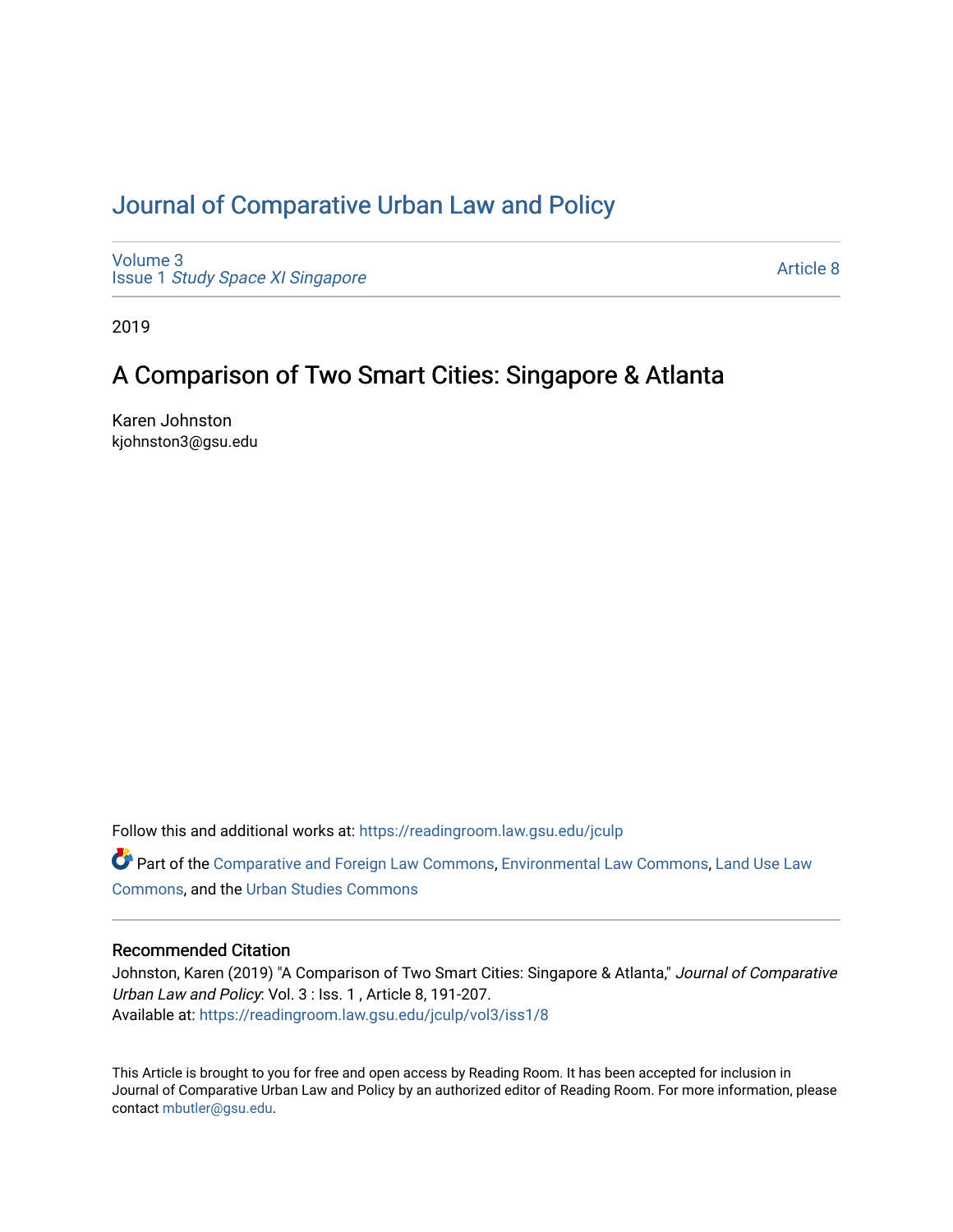# Journal of Comparative Urban Law and Policy

Volume 3
Issue 1 *Study Space XI Singapore*

Article 8

2019

## A Comparison of Two Smart Cities: Singapore & Atlanta

Karen Johnston
kjohnston3@gsu.edu

Follow this and additional works at: https://readingroom.law.gsu.edu/jculp

Part of the Comparative and Foreign Law Commons, Environmental Law Commons, Land Use Law Commons, and the Urban Studies Commons

### Recommended Citation

Johnston, Karen (2019) "A Comparison of Two Smart Cities: Singapore & Atlanta," *Journal of Comparative Urban Law and Policy*: Vol. 3 : Iss. 1 , Article 8, 191-207.
Available at: https://readingroom.law.gsu.edu/jculp/vol3/iss1/8

This Article is brought to you for free and open access by Reading Room. It has been accepted for inclusion in Journal of Comparative Urban Law and Policy by an authorized editor of Reading Room. For more information, please contact mbutler@gsu.edu.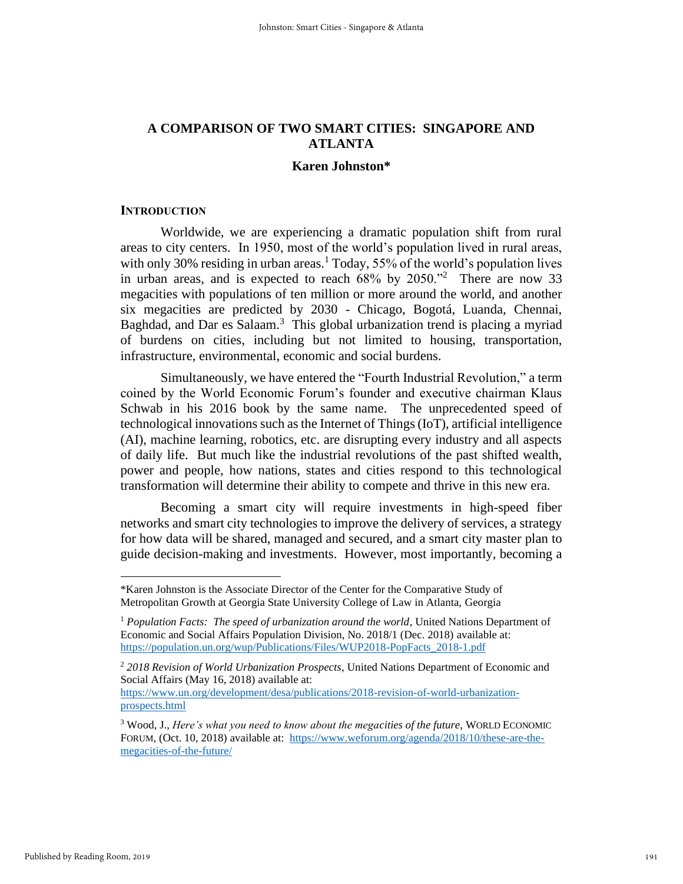## A COMPARISON OF TWO SMART CITIES: SINGAPORE AND ATLANTA

### Karen Johnston*

#### INTRODUCTION

Worldwide, we are experiencing a dramatic population shift from rural areas to city centers. In 1950, most of the world's population lived in rural areas, with only 30% residing in urban areas.[1] Today, 55% of the world's population lives in urban areas, and is expected to reach 68% by 2050."[2] There are now 33 megacities with populations of ten million or more around the world, and another six megacities are predicted by 2030 - Chicago, Bogotá, Luanda, Chennai, Baghdad, and Dar es Salaam.[3] This global urbanization trend is placing a myriad of burdens on cities, including but not limited to housing, transportation, infrastructure, environmental, economic and social burdens.

Simultaneously, we have entered the "Fourth Industrial Revolution," a term coined by the World Economic Forum's founder and executive chairman Klaus Schwab in his 2016 book by the same name. The unprecedented speed of technological innovations such as the Internet of Things (IoT), artificial intelligence (AI), machine learning, robotics, etc. are disrupting every industry and all aspects of daily life. But much like the industrial revolutions of the past shifted wealth, power and people, how nations, states and cities respond to this technological transformation will determine their ability to compete and thrive in this new era.

Becoming a smart city will require investments in high-speed fiber networks and smart city technologies to improve the delivery of services, a strategy for how data will be shared, managed and secured, and a smart city master plan to guide decision-making and investments. However, most importantly, becoming a

---

*Karen Johnston is the Associate Director of the Center for the Comparative Study of Metropolitan Growth at Georgia State University College of Law in Atlanta, Georgia

[1] *Population Facts: The speed of urbanization around the world*, United Nations Department of Economic and Social Affairs Population Division, No. 2018/1 (Dec. 2018) available at: https://population.un.org/wup/Publications/Files/WUP2018-PopFacts_2018-1.pdf

[2] *2018 Revision of World Urbanization Prospects*, United Nations Department of Economic and Social Affairs (May 16, 2018) available at: https://www.un.org/development/desa/publications/2018-revision-of-world-urbanization-prospects.html

[3] Wood, J., *Here's what you need to know about the megacities of the future*, WORLD ECONOMIC FORUM, (Oct. 10, 2018) available at: https://www.weforum.org/agenda/2018/10/these-are-the-megacities-of-the-future/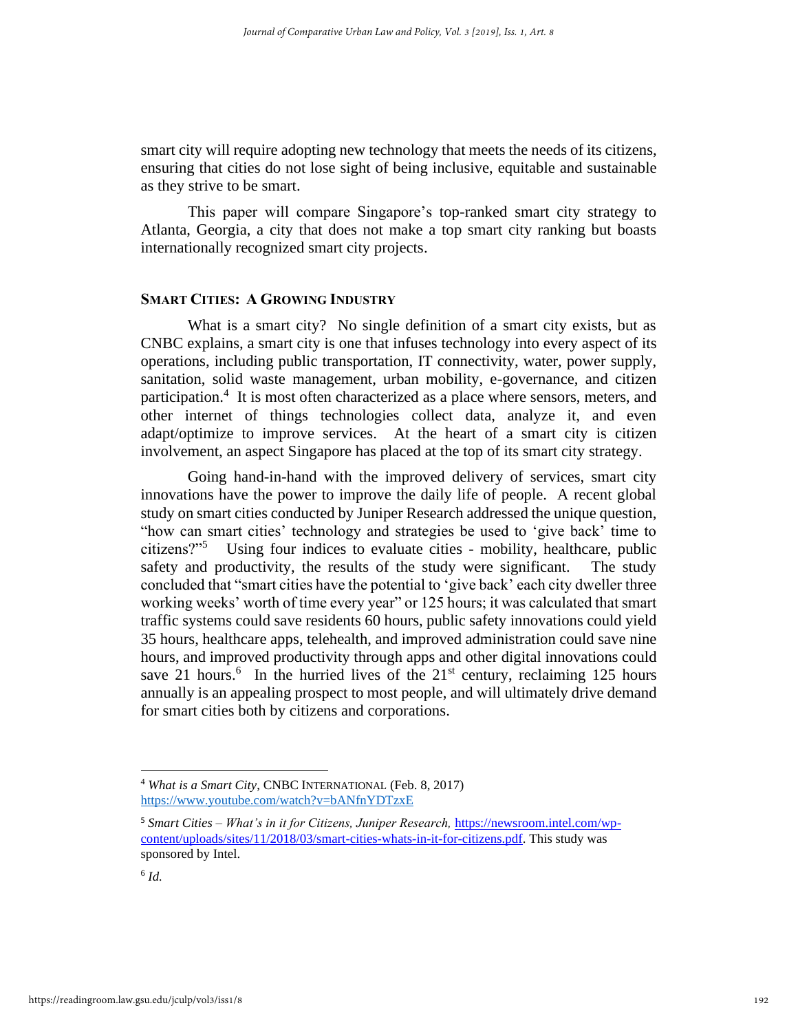smart city will require adopting new technology that meets the needs of its citizens, ensuring that cities do not lose sight of being inclusive, equitable and sustainable as they strive to be smart.

This paper will compare Singapore's top-ranked smart city strategy to Atlanta, Georgia, a city that does not make a top smart city ranking but boasts internationally recognized smart city projects.

## SMART CITIES: A GROWING INDUSTRY

What is a smart city? No single definition of a smart city exists, but as CNBC explains, a smart city is one that infuses technology into every aspect of its operations, including public transportation, IT connectivity, water, power supply, sanitation, solid waste management, urban mobility, e-governance, and citizen participation.[4] It is most often characterized as a place where sensors, meters, and other internet of things technologies collect data, analyze it, and even adapt/optimize to improve services. At the heart of a smart city is citizen involvement, an aspect Singapore has placed at the top of its smart city strategy.

Going hand-in-hand with the improved delivery of services, smart city innovations have the power to improve the daily life of people. A recent global study on smart cities conducted by Juniper Research addressed the unique question, "how can smart cities' technology and strategies be used to 'give back' time to citizens?"[5] Using four indices to evaluate cities - mobility, healthcare, public safety and productivity, the results of the study were significant. The study concluded that "smart cities have the potential to 'give back' each city dweller three working weeks' worth of time every year" or 125 hours; it was calculated that smart traffic systems could save residents 60 hours, public safety innovations could yield 35 hours, healthcare apps, telehealth, and improved administration could save nine hours, and improved productivity through apps and other digital innovations could save 21 hours.[6] In the hurried lives of the 21st century, reclaiming 125 hours annually is an appealing prospect to most people, and will ultimately drive demand for smart cities both by citizens and corporations.

---

[4] *What is a Smart City*, CNBC INTERNATIONAL (Feb. 8, 2017) https://www.youtube.com/watch?v=bANfnYDTzxE

[5] *Smart Cities – What's in it for Citizens, Juniper Research,* https://newsroom.intel.com/wp-content/uploads/sites/11/2018/03/smart-cities-whats-in-it-for-citizens.pdf. This study was sponsored by Intel.

[6] *Id.*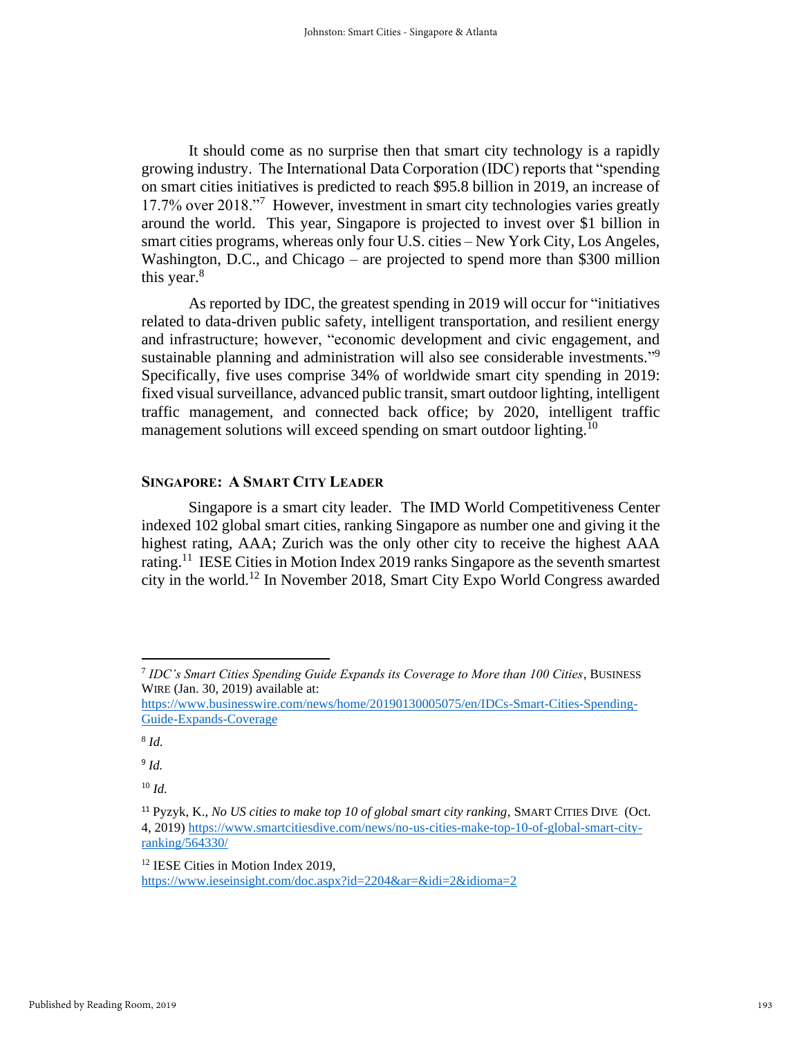It should come as no surprise then that smart city technology is a rapidly growing industry. The International Data Corporation (IDC) reports that "spending on smart cities initiatives is predicted to reach $95.8 billion in 2019, an increase of 17.7% over 2018."[7] However, investment in smart city technologies varies greatly around the world. This year, Singapore is projected to invest over $1 billion in smart cities programs, whereas only four U.S. cities – New York City, Los Angeles, Washington, D.C., and Chicago – are projected to spend more than $300 million this year.[8]

As reported by IDC, the greatest spending in 2019 will occur for "initiatives related to data-driven public safety, intelligent transportation, and resilient energy and infrastructure; however, "economic development and civic engagement, and sustainable planning and administration will also see considerable investments."[9] Specifically, five uses comprise 34% of worldwide smart city spending in 2019: fixed visual surveillance, advanced public transit, smart outdoor lighting, intelligent traffic management, and connected back office; by 2020, intelligent traffic management solutions will exceed spending on smart outdoor lighting.[10]

## SINGAPORE: A SMART CITY LEADER

Singapore is a smart city leader. The IMD World Competitiveness Center indexed 102 global smart cities, ranking Singapore as number one and giving it the highest rating, AAA; Zurich was the only other city to receive the highest AAA rating.[11] IESE Cities in Motion Index 2019 ranks Singapore as the seventh smartest city in the world.[12] In November 2018, Smart City Expo World Congress awarded

---

[7] *IDC's Smart Cities Spending Guide Expands its Coverage to More than 100 Cities*, BUSINESS WIRE (Jan. 30, 2019) available at: https://www.businesswire.com/news/home/20190130005075/en/IDCs-Smart-Cities-Spending-Guide-Expands-Coverage

[8] *Id.*

[9] *Id.*

[10] *Id.*

[11] Pyzyk, K., *No US cities to make top 10 of global smart city ranking*, SMART CITIES DIVE (Oct. 4, 2019) https://www.smartcitiesdive.com/news/no-us-cities-make-top-10-of-global-smart-city-ranking/564330/

[12] IESE Cities in Motion Index 2019, https://www.ieseinsight.com/doc.aspx?id=2204&ar=&idi=2&idioma=2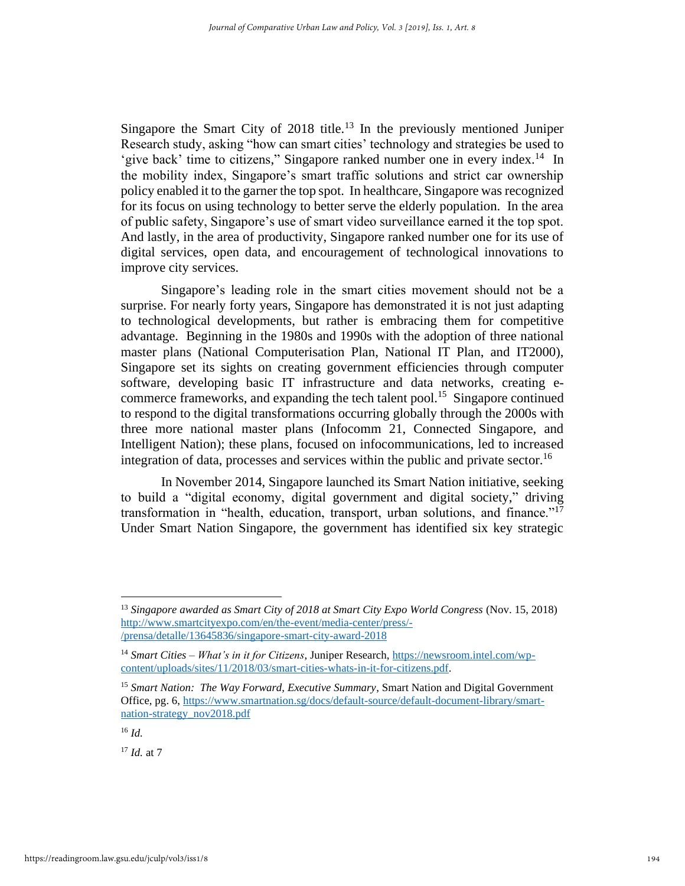Singapore the Smart City of 2018 title.[13] In the previously mentioned Juniper Research study, asking "how can smart cities' technology and strategies be used to 'give back' time to citizens," Singapore ranked number one in every index.[14] In the mobility index, Singapore's smart traffic solutions and strict car ownership policy enabled it to the garner the top spot. In healthcare, Singapore was recognized for its focus on using technology to better serve the elderly population. In the area of public safety, Singapore's use of smart video surveillance earned it the top spot. And lastly, in the area of productivity, Singapore ranked number one for its use of digital services, open data, and encouragement of technological innovations to improve city services.

Singapore's leading role in the smart cities movement should not be a surprise. For nearly forty years, Singapore has demonstrated it is not just adapting to technological developments, but rather is embracing them for competitive advantage. Beginning in the 1980s and 1990s with the adoption of three national master plans (National Computerisation Plan, National IT Plan, and IT2000), Singapore set its sights on creating government efficiencies through computer software, developing basic IT infrastructure and data networks, creating e-commerce frameworks, and expanding the tech talent pool.[15] Singapore continued to respond to the digital transformations occurring globally through the 2000s with three more national master plans (Infocomm 21, Connected Singapore, and Intelligent Nation); these plans, focused on infocommunications, led to increased integration of data, processes and services within the public and private sector.[16]

In November 2014, Singapore launched its Smart Nation initiative, seeking to build a "digital economy, digital government and digital society," driving transformation in "health, education, transport, urban solutions, and finance."[17] Under Smart Nation Singapore, the government has identified six key strategic

---

[13] *Singapore awarded as Smart City of 2018 at Smart City Expo World Congress* (Nov. 15, 2018) http://www.smartcityexpo.com/en/the-event/media-center/press/-/prensa/detalle/13645836/singapore-smart-city-award-2018

[14] *Smart Cities – What's in it for Citizens*, Juniper Research, https://newsroom.intel.com/wp-content/uploads/sites/11/2018/03/smart-cities-whats-in-it-for-citizens.pdf.

[15] *Smart Nation: The Way Forward, Executive Summary*, Smart Nation and Digital Government Office, pg. 6, https://www.smartnation.sg/docs/default-source/default-document-library/smart-nation-strategy_nov2018.pdf

[16] *Id.*

[17] *Id.* at 7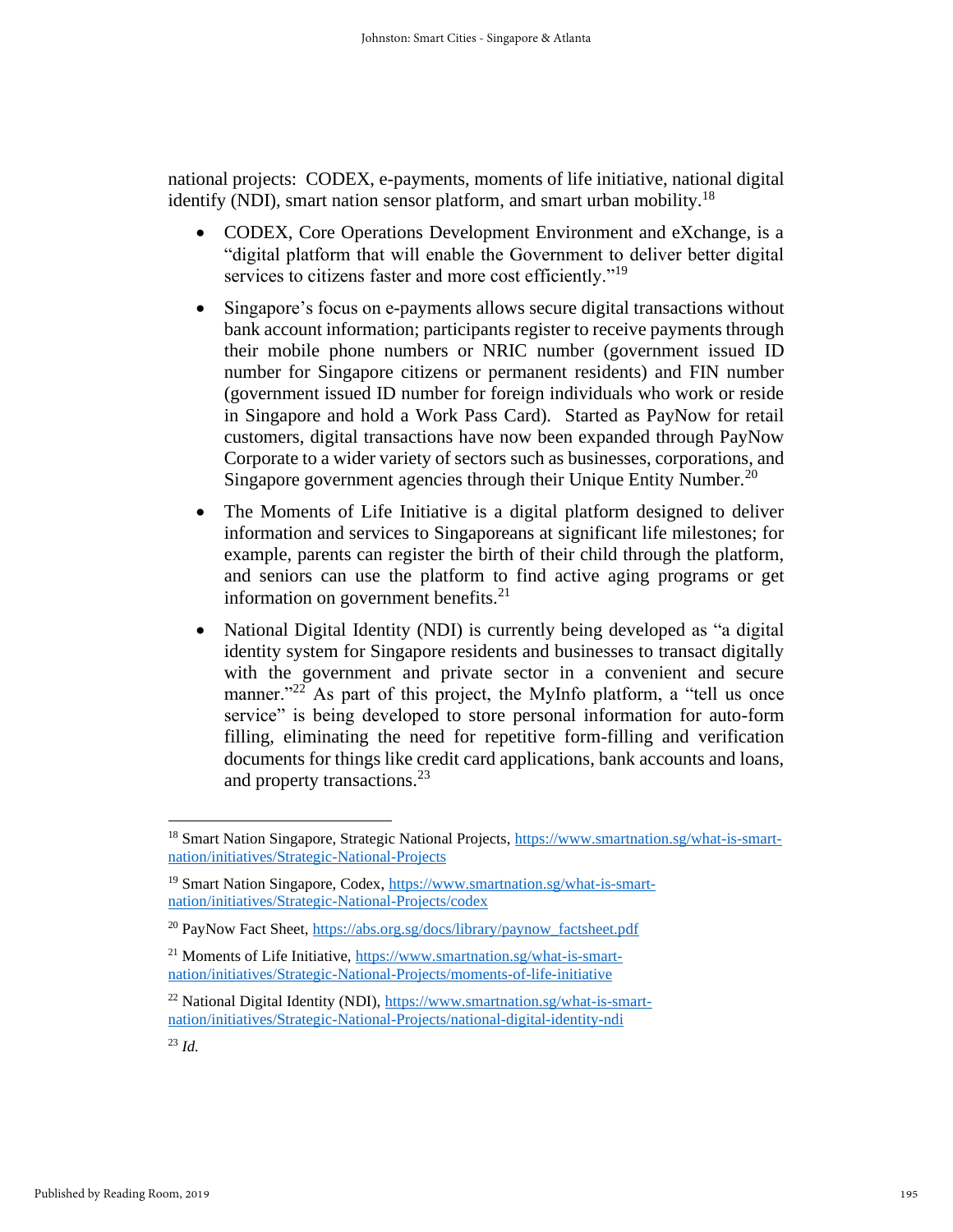national projects: CODEX, e-payments, moments of life initiative, national digital identify (NDI), smart nation sensor platform, and smart urban mobility.[18]

- CODEX, Core Operations Development Environment and eXchange, is a "digital platform that will enable the Government to deliver better digital services to citizens faster and more cost efficiently."[19]
- Singapore's focus on e-payments allows secure digital transactions without bank account information; participants register to receive payments through their mobile phone numbers or NRIC number (government issued ID number for Singapore citizens or permanent residents) and FIN number (government issued ID number for foreign individuals who work or reside in Singapore and hold a Work Pass Card). Started as PayNow for retail customers, digital transactions have now been expanded through PayNow Corporate to a wider variety of sectors such as businesses, corporations, and Singapore government agencies through their Unique Entity Number.[20]
- The Moments of Life Initiative is a digital platform designed to deliver information and services to Singaporeans at significant life milestones; for example, parents can register the birth of their child through the platform, and seniors can use the platform to find active aging programs or get information on government benefits.[21]
- National Digital Identity (NDI) is currently being developed as "a digital identity system for Singapore residents and businesses to transact digitally with the government and private sector in a convenient and secure manner."[22] As part of this project, the MyInfo platform, a "tell us once service" is being developed to store personal information for auto-form filling, eliminating the need for repetitive form-filling and verification documents for things like credit card applications, bank accounts and loans, and property transactions.[23]

---

[18] Smart Nation Singapore, Strategic National Projects, https://www.smartnation.sg/what-is-smart-nation/initiatives/Strategic-National-Projects

[19] Smart Nation Singapore, Codex, https://www.smartnation.sg/what-is-smart-nation/initiatives/Strategic-National-Projects/codex

[20] PayNow Fact Sheet, https://abs.org.sg/docs/library/paynow_factsheet.pdf

[21] Moments of Life Initiative, https://www.smartnation.sg/what-is-smart-nation/initiatives/Strategic-National-Projects/moments-of-life-initiative

[22] National Digital Identity (NDI), https://www.smartnation.sg/what-is-smart-nation/initiatives/Strategic-National-Projects/national-digital-identity-ndi

[23] *Id.*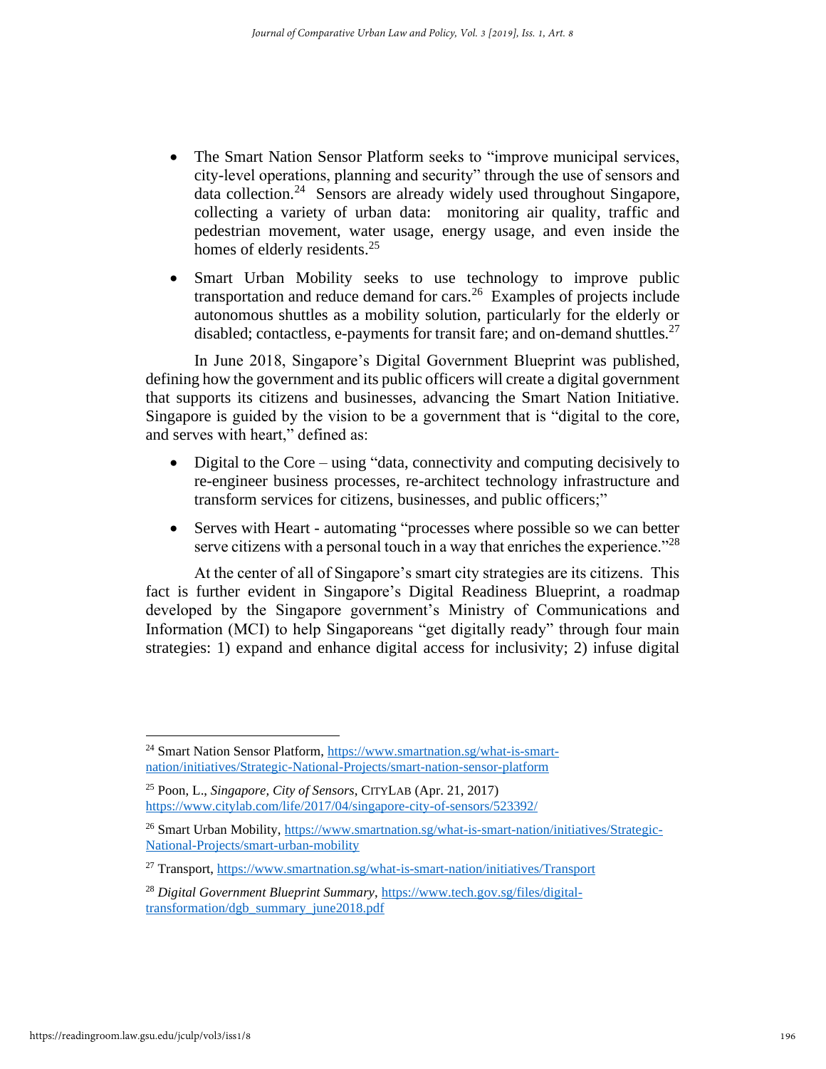- The Smart Nation Sensor Platform seeks to "improve municipal services, city-level operations, planning and security" through the use of sensors and data collection.[24] Sensors are already widely used throughout Singapore, collecting a variety of urban data: monitoring air quality, traffic and pedestrian movement, water usage, energy usage, and even inside the homes of elderly residents.[25]
- Smart Urban Mobility seeks to use technology to improve public transportation and reduce demand for cars.[26] Examples of projects include autonomous shuttles as a mobility solution, particularly for the elderly or disabled; contactless, e-payments for transit fare; and on-demand shuttles.[27]

In June 2018, Singapore's Digital Government Blueprint was published, defining how the government and its public officers will create a digital government that supports its citizens and businesses, advancing the Smart Nation Initiative. Singapore is guided by the vision to be a government that is "digital to the core, and serves with heart," defined as:

- Digital to the Core – using "data, connectivity and computing decisively to re-engineer business processes, re-architect technology infrastructure and transform services for citizens, businesses, and public officers;"
- Serves with Heart - automating "processes where possible so we can better serve citizens with a personal touch in a way that enriches the experience."[28]

At the center of all of Singapore's smart city strategies are its citizens. This fact is further evident in Singapore's Digital Readiness Blueprint, a roadmap developed by the Singapore government's Ministry of Communications and Information (MCI) to help Singaporeans "get digitally ready" through four main strategies: 1) expand and enhance digital access for inclusivity; 2) infuse digital

---

[24] Smart Nation Sensor Platform, https://www.smartnation.sg/what-is-smart-nation/initiatives/Strategic-National-Projects/smart-nation-sensor-platform

[25] Poon, L., *Singapore, City of Sensors*, CITYLAB (Apr. 21, 2017) https://www.citylab.com/life/2017/04/singapore-city-of-sensors/523392/

[26] Smart Urban Mobility, https://www.smartnation.sg/what-is-smart-nation/initiatives/Strategic-National-Projects/smart-urban-mobility

[27] Transport, https://www.smartnation.sg/what-is-smart-nation/initiatives/Transport

[28] *Digital Government Blueprint Summary*, https://www.tech.gov.sg/files/digital-transformation/dgb_summary_june2018.pdf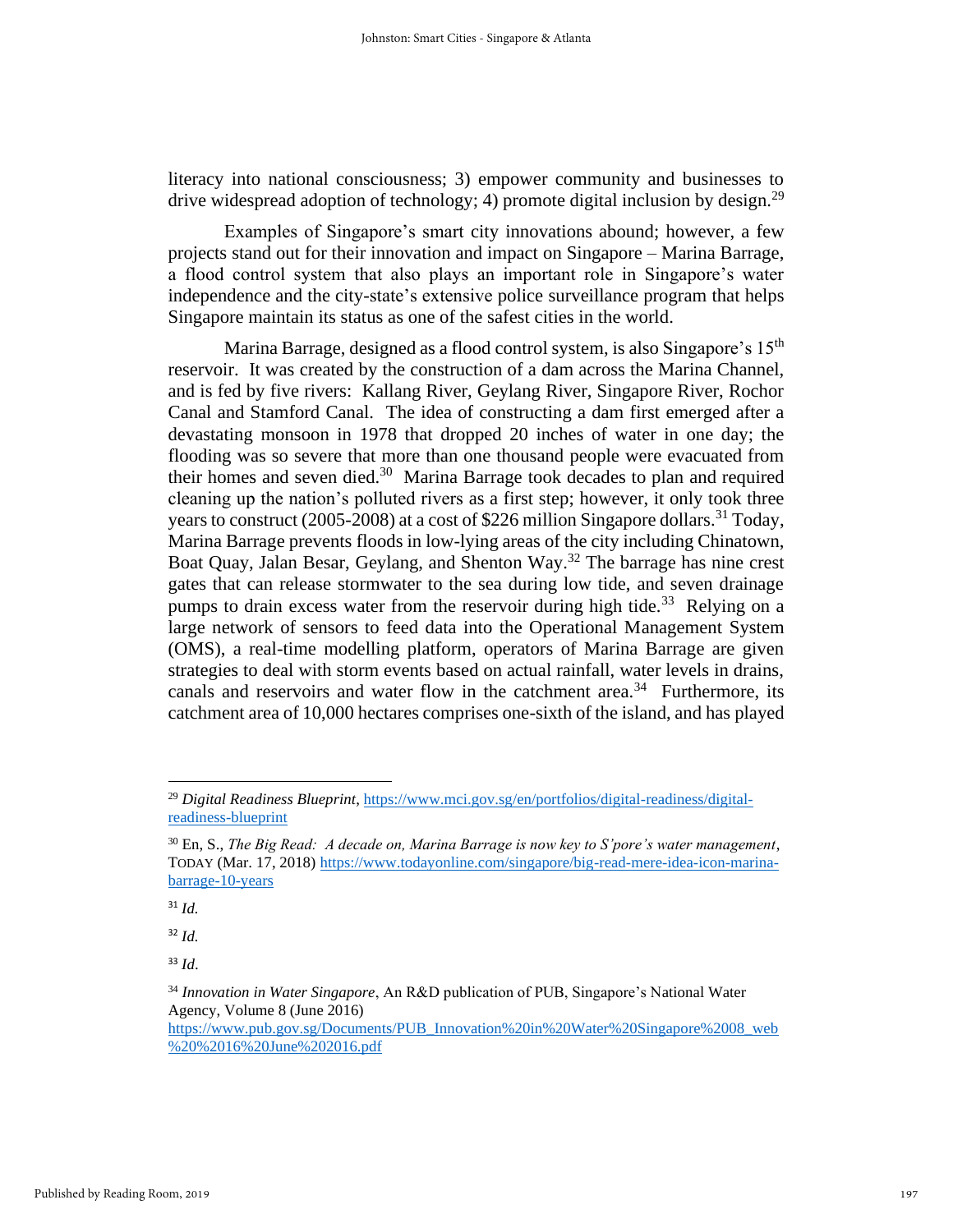literacy into national consciousness; 3) empower community and businesses to drive widespread adoption of technology; 4) promote digital inclusion by design.[29]

Examples of Singapore's smart city innovations abound; however, a few projects stand out for their innovation and impact on Singapore – Marina Barrage, a flood control system that also plays an important role in Singapore's water independence and the city-state's extensive police surveillance program that helps Singapore maintain its status as one of the safest cities in the world.

Marina Barrage, designed as a flood control system, is also Singapore's 15th reservoir. It was created by the construction of a dam across the Marina Channel, and is fed by five rivers: Kallang River, Geylang River, Singapore River, Rochor Canal and Stamford Canal. The idea of constructing a dam first emerged after a devastating monsoon in 1978 that dropped 20 inches of water in one day; the flooding was so severe that more than one thousand people were evacuated from their homes and seven died.[30] Marina Barrage took decades to plan and required cleaning up the nation's polluted rivers as a first step; however, it only took three years to construct (2005-2008) at a cost of $226 million Singapore dollars.[31] Today, Marina Barrage prevents floods in low-lying areas of the city including Chinatown, Boat Quay, Jalan Besar, Geylang, and Shenton Way.[32] The barrage has nine crest gates that can release stormwater to the sea during low tide, and seven drainage pumps to drain excess water from the reservoir during high tide.[33] Relying on a large network of sensors to feed data into the Operational Management System (OMS), a real-time modelling platform, operators of Marina Barrage are given strategies to deal with storm events based on actual rainfall, water levels in drains, canals and reservoirs and water flow in the catchment area.[34] Furthermore, its catchment area of 10,000 hectares comprises one-sixth of the island, and has played

---

[29] *Digital Readiness Blueprint*, https://www.mci.gov.sg/en/portfolios/digital-readiness/digital-readiness-blueprint

[30] En, S., *The Big Read: A decade on, Marina Barrage is now key to S'pore's water management*, TODAY (Mar. 17, 2018) https://www.todayonline.com/singapore/big-read-mere-idea-icon-marina-barrage-10-years

[31] *Id.*

[32] *Id.*

[33] *Id*.

[34] *Innovation in Water Singapore*, An R&D publication of PUB, Singapore's National Water Agency, Volume 8 (June 2016) https://www.pub.gov.sg/Documents/PUB_Innovation%20in%20Water%20Singapore%2008_web%20%2016%20June%202016.pdf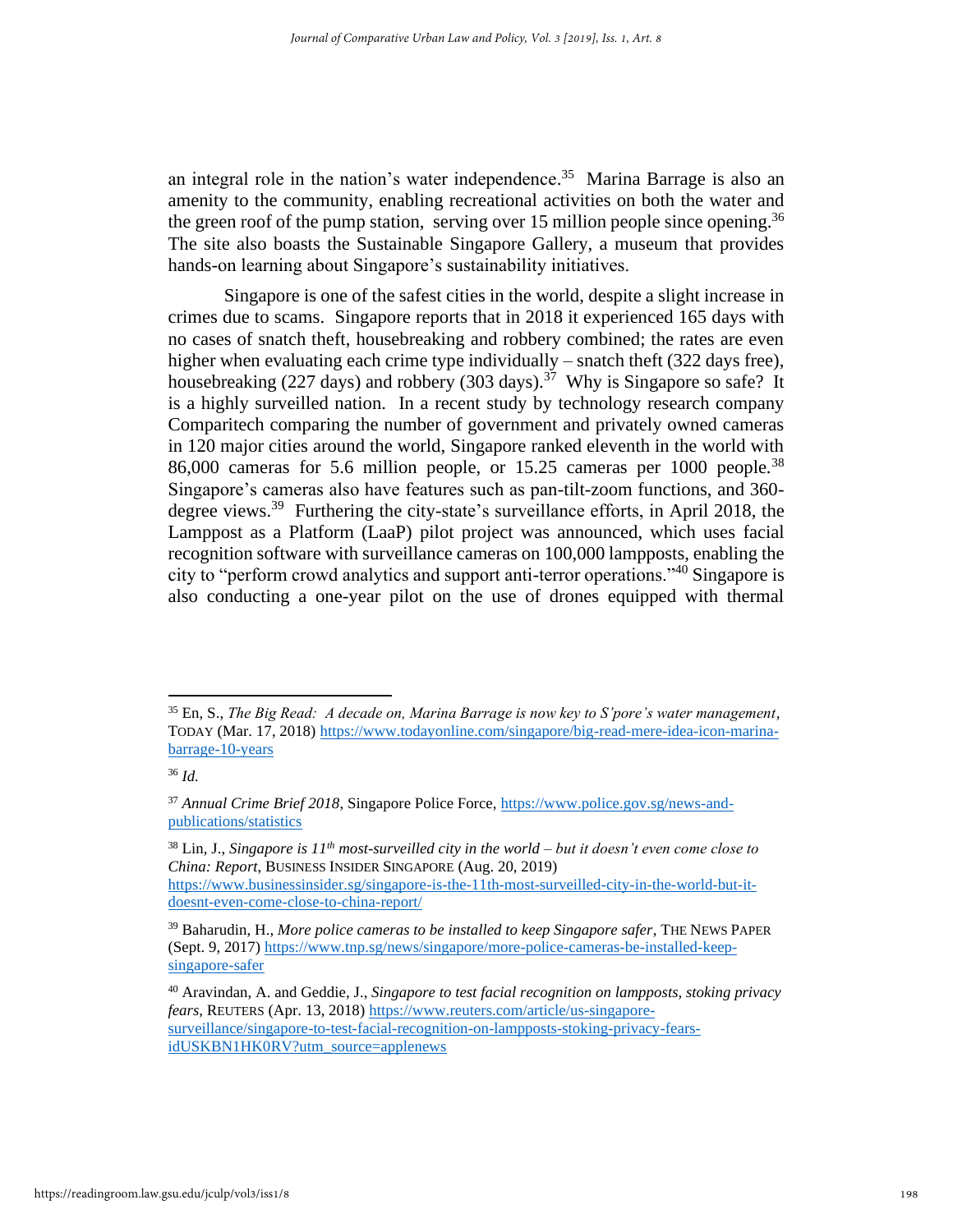an integral role in the nation's water independence.[35] Marina Barrage is also an amenity to the community, enabling recreational activities on both the water and the green roof of the pump station, serving over 15 million people since opening.[36] The site also boasts the Sustainable Singapore Gallery, a museum that provides hands-on learning about Singapore's sustainability initiatives.

Singapore is one of the safest cities in the world, despite a slight increase in crimes due to scams. Singapore reports that in 2018 it experienced 165 days with no cases of snatch theft, housebreaking and robbery combined; the rates are even higher when evaluating each crime type individually – snatch theft (322 days free), housebreaking (227 days) and robbery (303 days).[37] Why is Singapore so safe? It is a highly surveilled nation. In a recent study by technology research company Comparitech comparing the number of government and privately owned cameras in 120 major cities around the world, Singapore ranked eleventh in the world with 86,000 cameras for 5.6 million people, or 15.25 cameras per 1000 people.[38] Singapore's cameras also have features such as pan-tilt-zoom functions, and 360-degree views.[39] Furthering the city-state's surveillance efforts, in April 2018, the Lamppost as a Platform (LaaP) pilot project was announced, which uses facial recognition software with surveillance cameras on 100,000 lampposts, enabling the city to "perform crowd analytics and support anti-terror operations."[40] Singapore is also conducting a one-year pilot on the use of drones equipped with thermal

---

[35] En, S., *The Big Read: A decade on, Marina Barrage is now key to S'pore's water management*, TODAY (Mar. 17, 2018) https://www.todayonline.com/singapore/big-read-mere-idea-icon-marina-barrage-10-years

[36] *Id.*

[37] *Annual Crime Brief 2018*, Singapore Police Force, https://www.police.gov.sg/news-and-publications/statistics

[38] Lin, J., *Singapore is 11th most-surveilled city in the world – but it doesn't even come close to China: Report*, BUSINESS INSIDER SINGAPORE (Aug. 20, 2019) https://www.businessinsider.sg/singapore-is-the-11th-most-surveilled-city-in-the-world-but-it-doesnt-even-come-close-to-china-report/

[39] Baharudin, H., *More police cameras to be installed to keep Singapore safer*, THE NEWS PAPER (Sept. 9, 2017) https://www.tnp.sg/news/singapore/more-police-cameras-be-installed-keep-singapore-safer

[40] Aravindan, A. and Geddie, J., *Singapore to test facial recognition on lampposts, stoking privacy fears*, REUTERS (Apr. 13, 2018) https://www.reuters.com/article/us-singapore-surveillance/singapore-to-test-facial-recognition-on-lampposts-stoking-privacy-fears-idUSKBN1HK0RV?utm_source=applenews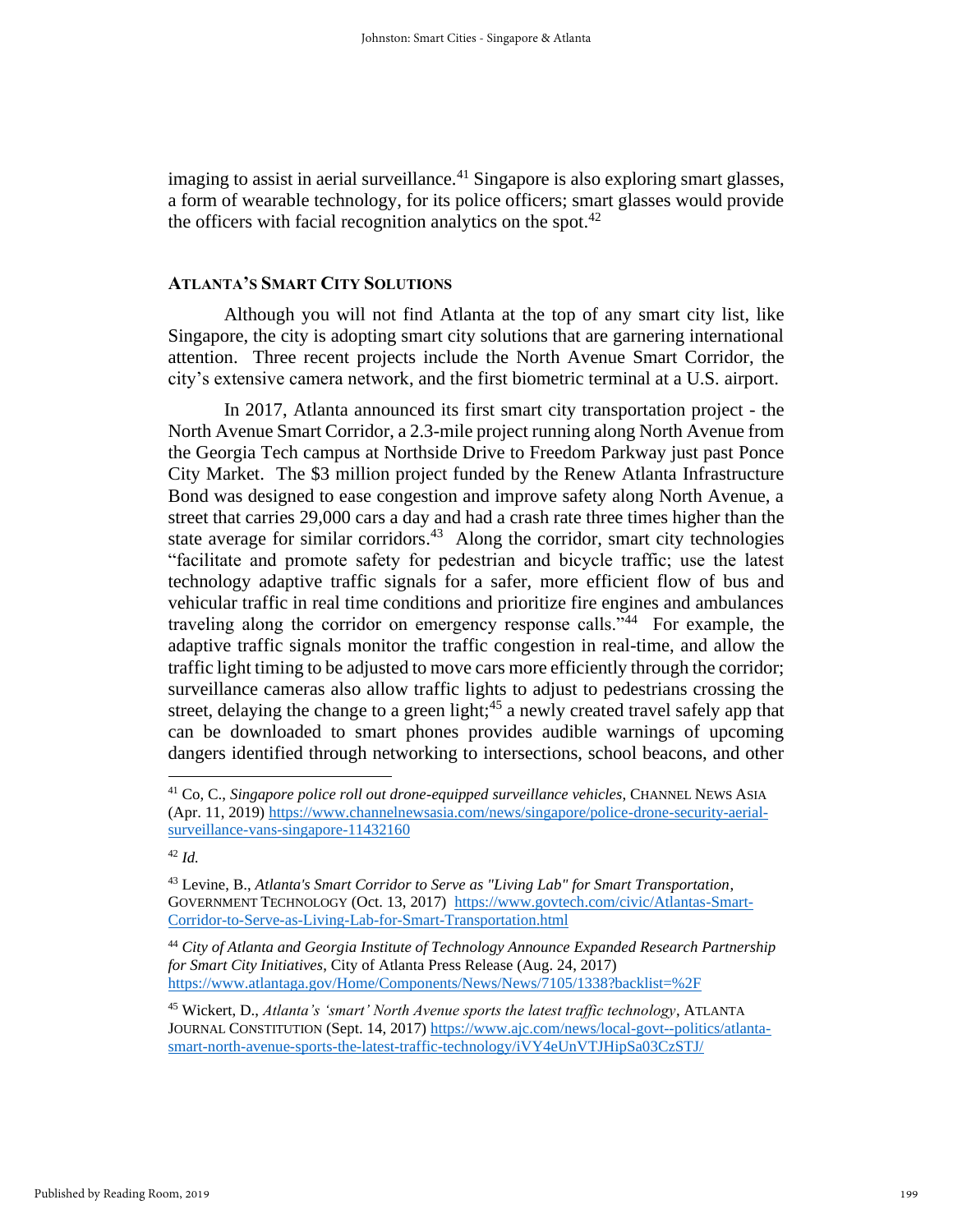imaging to assist in aerial surveillance.[41] Singapore is also exploring smart glasses, a form of wearable technology, for its police officers; smart glasses would provide the officers with facial recognition analytics on the spot.[42]

## ATLANTA'S SMART CITY SOLUTIONS

Although you will not find Atlanta at the top of any smart city list, like Singapore, the city is adopting smart city solutions that are garnering international attention. Three recent projects include the North Avenue Smart Corridor, the city's extensive camera network, and the first biometric terminal at a U.S. airport.

In 2017, Atlanta announced its first smart city transportation project - the North Avenue Smart Corridor, a 2.3-mile project running along North Avenue from the Georgia Tech campus at Northside Drive to Freedom Parkway just past Ponce City Market. The $3 million project funded by the Renew Atlanta Infrastructure Bond was designed to ease congestion and improve safety along North Avenue, a street that carries 29,000 cars a day and had a crash rate three times higher than the state average for similar corridors.[43] Along the corridor, smart city technologies "facilitate and promote safety for pedestrian and bicycle traffic; use the latest technology adaptive traffic signals for a safer, more efficient flow of bus and vehicular traffic in real time conditions and prioritize fire engines and ambulances traveling along the corridor on emergency response calls."[44] For example, the adaptive traffic signals monitor the traffic congestion in real-time, and allow the traffic light timing to be adjusted to move cars more efficiently through the corridor; surveillance cameras also allow traffic lights to adjust to pedestrians crossing the street, delaying the change to a green light;[45] a newly created travel safely app that can be downloaded to smart phones provides audible warnings of upcoming dangers identified through networking to intersections, school beacons, and other

---

[41] Co, C., *Singapore police roll out drone-equipped surveillance vehicles*, CHANNEL NEWS ASIA (Apr. 11, 2019) https://www.channelnewsasia.com/news/singapore/police-drone-security-aerial-surveillance-vans-singapore-11432160

[42] *Id.*

[43] Levine, B., *Atlanta's Smart Corridor to Serve as "Living Lab" for Smart Transportation*, GOVERNMENT TECHNOLOGY (Oct. 13, 2017) https://www.govtech.com/civic/Atlantas-Smart-Corridor-to-Serve-as-Living-Lab-for-Smart-Transportation.html

[44] *City of Atlanta and Georgia Institute of Technology Announce Expanded Research Partnership for Smart City Initiatives*, City of Atlanta Press Release (Aug. 24, 2017) https://www.atlantaga.gov/Home/Components/News/News/7105/1338?backlist=%2F

[45] Wickert, D., *Atlanta's 'smart' North Avenue sports the latest traffic technology*, ATLANTA JOURNAL CONSTITUTION (Sept. 14, 2017) https://www.ajc.com/news/local-govt--politics/atlanta-smart-north-avenue-sports-the-latest-traffic-technology/iVY4eUnVTJHipSa03CzSTJ/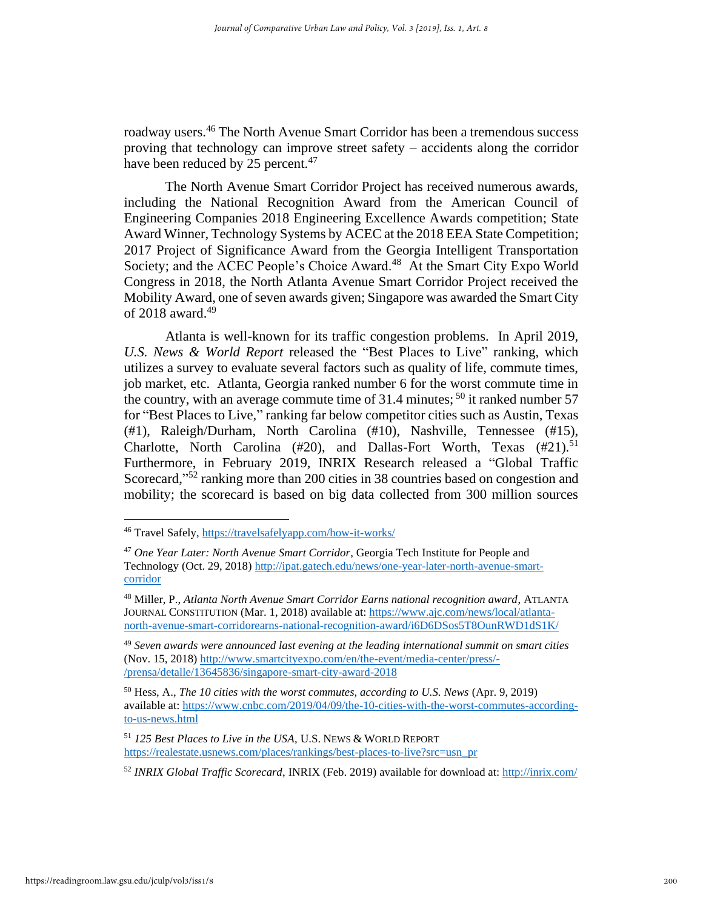roadway users.[46] The North Avenue Smart Corridor has been a tremendous success proving that technology can improve street safety – accidents along the corridor have been reduced by 25 percent.[47]

The North Avenue Smart Corridor Project has received numerous awards, including the National Recognition Award from the American Council of Engineering Companies 2018 Engineering Excellence Awards competition; State Award Winner, Technology Systems by ACEC at the 2018 EEA State Competition; 2017 Project of Significance Award from the Georgia Intelligent Transportation Society; and the ACEC People's Choice Award.[48] At the Smart City Expo World Congress in 2018, the North Atlanta Avenue Smart Corridor Project received the Mobility Award, one of seven awards given; Singapore was awarded the Smart City of 2018 award.[49]

Atlanta is well-known for its traffic congestion problems. In April 2019, *U.S. News & World Report* released the "Best Places to Live" ranking, which utilizes a survey to evaluate several factors such as quality of life, commute times, job market, etc. Atlanta, Georgia ranked number 6 for the worst commute time in the country, with an average commute time of 31.4 minutes;[50] it ranked number 57 for "Best Places to Live," ranking far below competitor cities such as Austin, Texas (#1), Raleigh/Durham, North Carolina (#10), Nashville, Tennessee (#15), Charlotte, North Carolina (#20), and Dallas-Fort Worth, Texas (#21).[51] Furthermore, in February 2019, INRIX Research released a "Global Traffic Scorecard,"[52] ranking more than 200 cities in 38 countries based on congestion and mobility; the scorecard is based on big data collected from 300 million sources

---

[46] Travel Safely, https://travelsafelyapp.com/how-it-works/

[47] *One Year Later: North Avenue Smart Corridor*, Georgia Tech Institute for People and Technology (Oct. 29, 2018) http://ipat.gatech.edu/news/one-year-later-north-avenue-smart-corridor

[48] Miller, P., *Atlanta North Avenue Smart Corridor Earns national recognition award*, ATLANTA JOURNAL CONSTITUTION (Mar. 1, 2018) available at: https://www.ajc.com/news/local/atlanta-north-avenue-smart-corridorearns-national-recognition-award/i6D6DSos5T8OunRWD1dS1K/

[49] *Seven awards were announced last evening at the leading international summit on smart cities* (Nov. 15, 2018) http://www.smartcityexpo.com/en/the-event/media-center/press/-/prensa/detalle/13645836/singapore-smart-city-award-2018

[50] Hess, A., *The 10 cities with the worst commutes, according to U.S. News* (Apr. 9, 2019) available at: https://www.cnbc.com/2019/04/09/the-10-cities-with-the-worst-commutes-according-to-us-news.html

[51] *125 Best Places to Live in the USA*, U.S. NEWS & WORLD REPORT https://realestate.usnews.com/places/rankings/best-places-to-live?src=usn_pr

[52] *INRIX Global Traffic Scorecard*, INRIX (Feb. 2019) available for download at: http://inrix.com/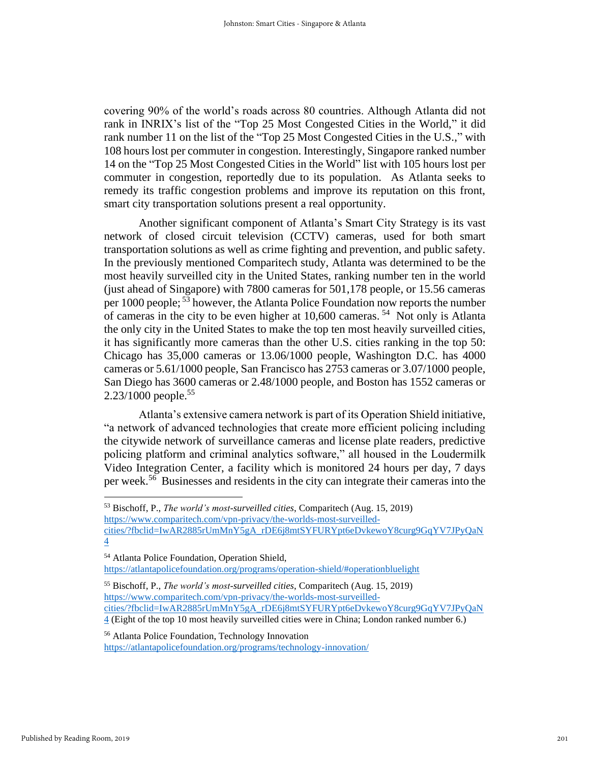covering 90% of the world's roads across 80 countries. Although Atlanta did not rank in INRIX's list of the "Top 25 Most Congested Cities in the World," it did rank number 11 on the list of the "Top 25 Most Congested Cities in the U.S.," with 108 hours lost per commuter in congestion. Interestingly, Singapore ranked number 14 on the "Top 25 Most Congested Cities in the World" list with 105 hours lost per commuter in congestion, reportedly due to its population. As Atlanta seeks to remedy its traffic congestion problems and improve its reputation on this front, smart city transportation solutions present a real opportunity.

Another significant component of Atlanta's Smart City Strategy is its vast network of closed circuit television (CCTV) cameras, used for both smart transportation solutions as well as crime fighting and prevention, and public safety. In the previously mentioned Comparitech study, Atlanta was determined to be the most heavily surveilled city in the United States, ranking number ten in the world (just ahead of Singapore) with 7800 cameras for 501,178 people, or 15.56 cameras per 1000 people;[53] however, the Atlanta Police Foundation now reports the number of cameras in the city to be even higher at 10,600 cameras.[54] Not only is Atlanta the only city in the United States to make the top ten most heavily surveilled cities, it has significantly more cameras than the other U.S. cities ranking in the top 50: Chicago has 35,000 cameras or 13.06/1000 people, Washington D.C. has 4000 cameras or 5.61/1000 people, San Francisco has 2753 cameras or 3.07/1000 people, San Diego has 3600 cameras or 2.48/1000 people, and Boston has 1552 cameras or 2.23/1000 people.[55]

Atlanta's extensive camera network is part of its Operation Shield initiative, "a network of advanced technologies that create more efficient policing including the citywide network of surveillance cameras and license plate readers, predictive policing platform and criminal analytics software," all housed in the Loudermilk Video Integration Center, a facility which is monitored 24 hours per day, 7 days per week.[56] Businesses and residents in the city can integrate their cameras into the

---

[53] Bischoff, P., *The world's most-surveilled cities*, Comparitech (Aug. 15, 2019) https://www.comparitech.com/vpn-privacy/the-worlds-most-surveilled-cities/?fbclid=IwAR2885rUmMnY5gA_rDE6j8mtSYFURYpt6eDvkewoY8curg9GqYV7JPyQaN4

[54] Atlanta Police Foundation, Operation Shield, https://atlantapolicefoundation.org/programs/operation-shield/#operationbluelight

[55] Bischoff, P., *The world's most-surveilled cities*, Comparitech (Aug. 15, 2019) https://www.comparitech.com/vpn-privacy/the-worlds-most-surveilled-cities/?fbclid=IwAR2885rUmMnY5gA_rDE6j8mtSYFURYpt6eDvkewoY8curg9GqYV7JPyQaN4 (Eight of the top 10 most heavily surveilled cities were in China; London ranked number 6.)

[56] Atlanta Police Foundation, Technology Innovation https://atlantapolicefoundation.org/programs/technology-innovation/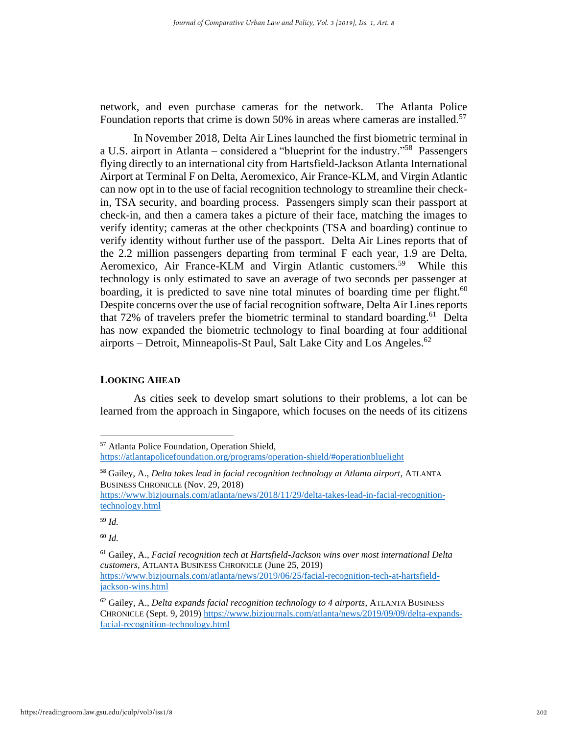network, and even purchase cameras for the network. The Atlanta Police Foundation reports that crime is down 50% in areas where cameras are installed.[57]

In November 2018, Delta Air Lines launched the first biometric terminal in a U.S. airport in Atlanta – considered a "blueprint for the industry."[58] Passengers flying directly to an international city from Hartsfield-Jackson Atlanta International Airport at Terminal F on Delta, Aeromexico, Air France-KLM, and Virgin Atlantic can now opt in to the use of facial recognition technology to streamline their check-in, TSA security, and boarding process. Passengers simply scan their passport at check-in, and then a camera takes a picture of their face, matching the images to verify identity; cameras at the other checkpoints (TSA and boarding) continue to verify identity without further use of the passport. Delta Air Lines reports that of the 2.2 million passengers departing from terminal F each year, 1.9 are Delta, Aeromexico, Air France-KLM and Virgin Atlantic customers.[59] While this technology is only estimated to save an average of two seconds per passenger at boarding, it is predicted to save nine total minutes of boarding time per flight.[60] Despite concerns over the use of facial recognition software, Delta Air Lines reports that 72% of travelers prefer the biometric terminal to standard boarding.[61] Delta has now expanded the biometric technology to final boarding at four additional airports – Detroit, Minneapolis-St Paul, Salt Lake City and Los Angeles.[62]

## LOOKING AHEAD

As cities seek to develop smart solutions to their problems, a lot can be learned from the approach in Singapore, which focuses on the needs of its citizens

---

[57] Atlanta Police Foundation, Operation Shield, https://atlantapolicefoundation.org/programs/operation-shield/#operationbluelight

[58] Gailey, A., *Delta takes lead in facial recognition technology at Atlanta airport*, ATLANTA BUSINESS CHRONICLE (Nov. 29, 2018) https://www.bizjournals.com/atlanta/news/2018/11/29/delta-takes-lead-in-facial-recognition-technology.html

[59] *Id.*

[60] *Id.*

[61] Gailey, A., *Facial recognition tech at Hartsfield-Jackson wins over most international Delta customers*, ATLANTA BUSINESS CHRONICLE (June 25, 2019) https://www.bizjournals.com/atlanta/news/2019/06/25/facial-recognition-tech-at-hartsfield-jackson-wins.html

[62] Gailey, A., *Delta expands facial recognition technology to 4 airports*, ATLANTA BUSINESS CHRONICLE (Sept. 9, 2019) https://www.bizjournals.com/atlanta/news/2019/09/09/delta-expands-facial-recognition-technology.html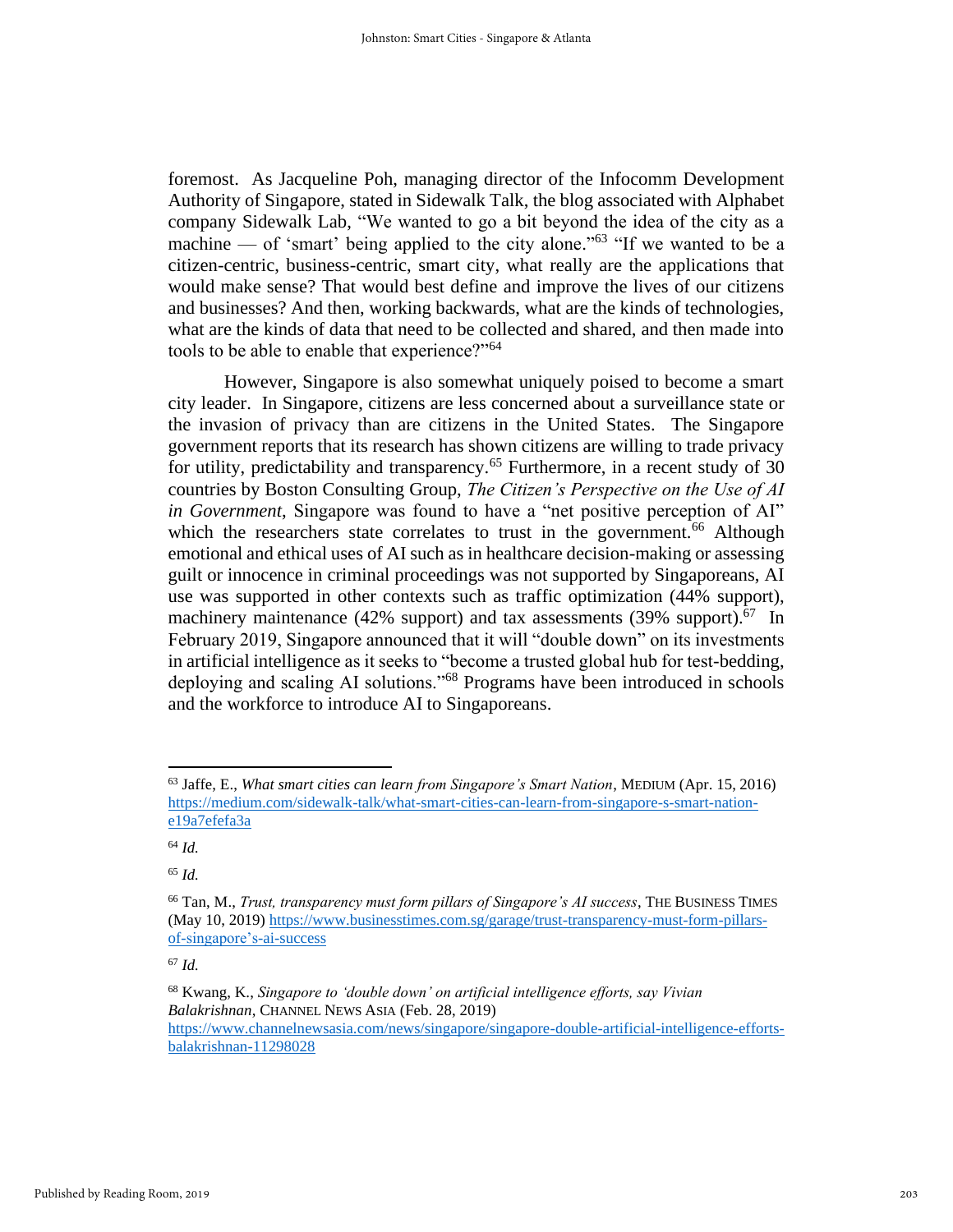foremost. As Jacqueline Poh, managing director of the Infocomm Development Authority of Singapore, stated in Sidewalk Talk, the blog associated with Alphabet company Sidewalk Lab, "We wanted to go a bit beyond the idea of the city as a machine — of 'smart' being applied to the city alone."[63] "If we wanted to be a citizen-centric, business-centric, smart city, what really are the applications that would make sense? That would best define and improve the lives of our citizens and businesses? And then, working backwards, what are the kinds of technologies, what are the kinds of data that need to be collected and shared, and then made into tools to be able to enable that experience?"[64]

However, Singapore is also somewhat uniquely poised to become a smart city leader. In Singapore, citizens are less concerned about a surveillance state or the invasion of privacy than are citizens in the United States. The Singapore government reports that its research has shown citizens are willing to trade privacy for utility, predictability and transparency.[65] Furthermore, in a recent study of 30 countries by Boston Consulting Group, *The Citizen's Perspective on the Use of AI in Government*, Singapore was found to have a "net positive perception of AI" which the researchers state correlates to trust in the government.[66] Although emotional and ethical uses of AI such as in healthcare decision-making or assessing guilt or innocence in criminal proceedings was not supported by Singaporeans, AI use was supported in other contexts such as traffic optimization (44% support), machinery maintenance (42% support) and tax assessments (39% support).[67] In February 2019, Singapore announced that it will "double down" on its investments in artificial intelligence as it seeks to "become a trusted global hub for test-bedding, deploying and scaling AI solutions."[68] Programs have been introduced in schools and the workforce to introduce AI to Singaporeans.

---

[63] Jaffe, E., *What smart cities can learn from Singapore's Smart Nation*, MEDIUM (Apr. 15, 2016) https://medium.com/sidewalk-talk/what-smart-cities-can-learn-from-singapore-s-smart-nation-e19a7efefa3a

[64] *Id.*

[65] *Id.*

[66] Tan, M., *Trust, transparency must form pillars of Singapore's AI success*, THE BUSINESS TIMES (May 10, 2019) https://www.businesstimes.com.sg/garage/trust-transparency-must-form-pillars-of-singapore's-ai-success

[67] *Id.*

[68] Kwang, K., *Singapore to 'double down' on artificial intelligence efforts, say Vivian Balakrishnan*, CHANNEL NEWS ASIA (Feb. 28, 2019) https://www.channelnewsasia.com/news/singapore/singapore-double-artificial-intelligence-efforts-balakrishnan-11298028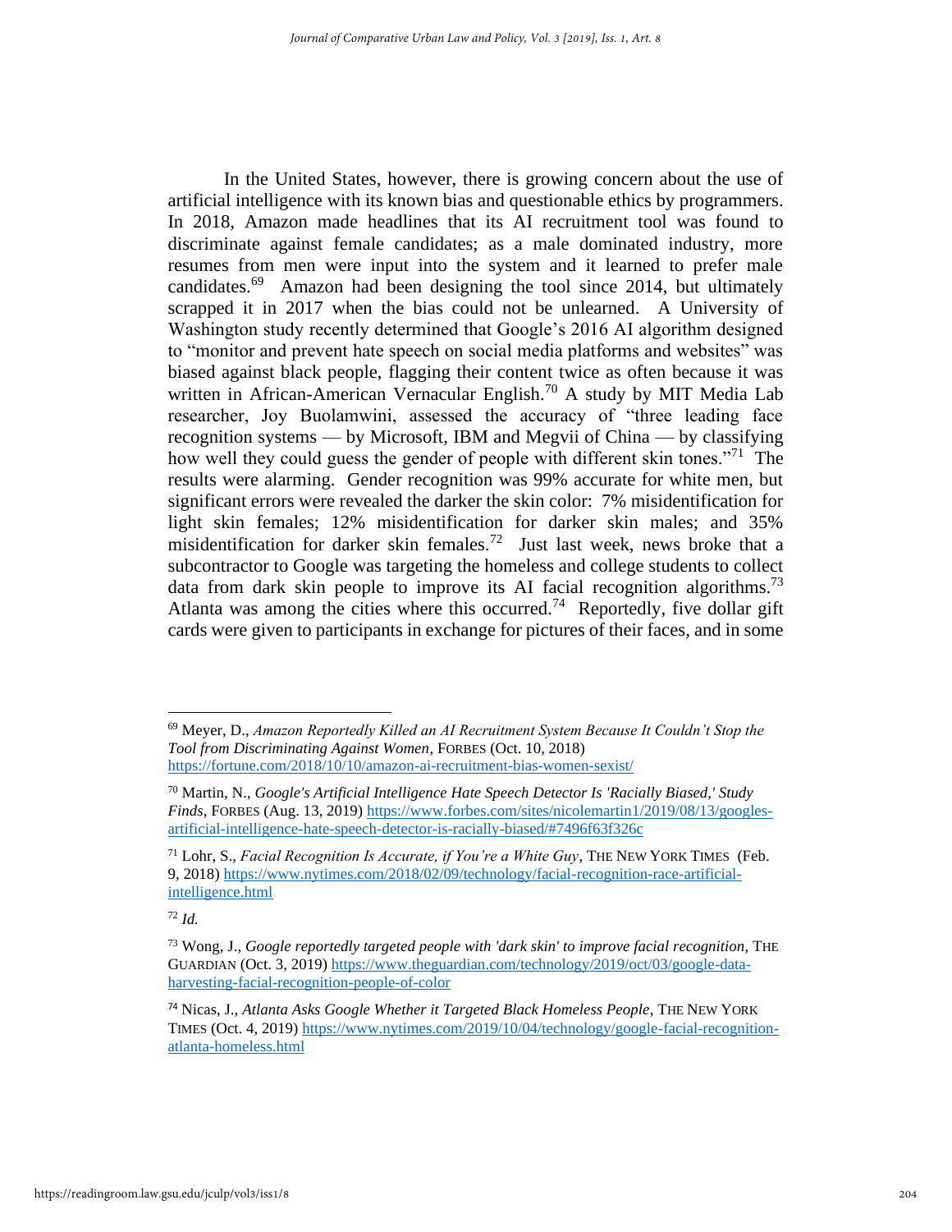In the United States, however, there is growing concern about the use of artificial intelligence with its known bias and questionable ethics by programmers. In 2018, Amazon made headlines that its AI recruitment tool was found to discriminate against female candidates; as a male dominated industry, more resumes from men were input into the system and it learned to prefer male candidates.[69] Amazon had been designing the tool since 2014, but ultimately scrapped it in 2017 when the bias could not be unlearned. A University of Washington study recently determined that Google's 2016 AI algorithm designed to "monitor and prevent hate speech on social media platforms and websites" was biased against black people, flagging their content twice as often because it was written in African-American Vernacular English.[70] A study by MIT Media Lab researcher, Joy Buolamwini, assessed the accuracy of "three leading face recognition systems — by Microsoft, IBM and Megvii of China — by classifying how well they could guess the gender of people with different skin tones."[71] The results were alarming. Gender recognition was 99% accurate for white men, but significant errors were revealed the darker the skin color: 7% misidentification for light skin females; 12% misidentification for darker skin males; and 35% misidentification for darker skin females.[72] Just last week, news broke that a subcontractor to Google was targeting the homeless and college students to collect data from dark skin people to improve its AI facial recognition algorithms.[73] Atlanta was among the cities where this occurred.[74] Reportedly, five dollar gift cards were given to participants in exchange for pictures of their faces, and in some

---

[69] Meyer, D., *Amazon Reportedly Killed an AI Recruitment System Because It Couldn't Stop the Tool from Discriminating Against Women*, FORBES (Oct. 10, 2018) https://fortune.com/2018/10/10/amazon-ai-recruitment-bias-women-sexist/

[70] Martin, N., *Google's Artificial Intelligence Hate Speech Detector Is 'Racially Biased,' Study Finds*, FORBES (Aug. 13, 2019) https://www.forbes.com/sites/nicolemartin1/2019/08/13/googles-artificial-intelligence-hate-speech-detector-is-racially-biased/#7496f63f326c

[71] Lohr, S., *Facial Recognition Is Accurate, if You're a White Guy*, THE NEW YORK TIMES (Feb. 9, 2018) https://www.nytimes.com/2018/02/09/technology/facial-recognition-race-artificial-intelligence.html

[72] *Id.*

[73] Wong, J., *Google reportedly targeted people with 'dark skin' to improve facial recognition*, THE GUARDIAN (Oct. 3, 2019) https://www.theguardian.com/technology/2019/oct/03/google-data-harvesting-facial-recognition-people-of-color

[74] Nicas, J., *Atlanta Asks Google Whether it Targeted Black Homeless People*, THE NEW YORK TIMES (Oct. 4, 2019) https://www.nytimes.com/2019/10/04/technology/google-facial-recognition-atlanta-homeless.html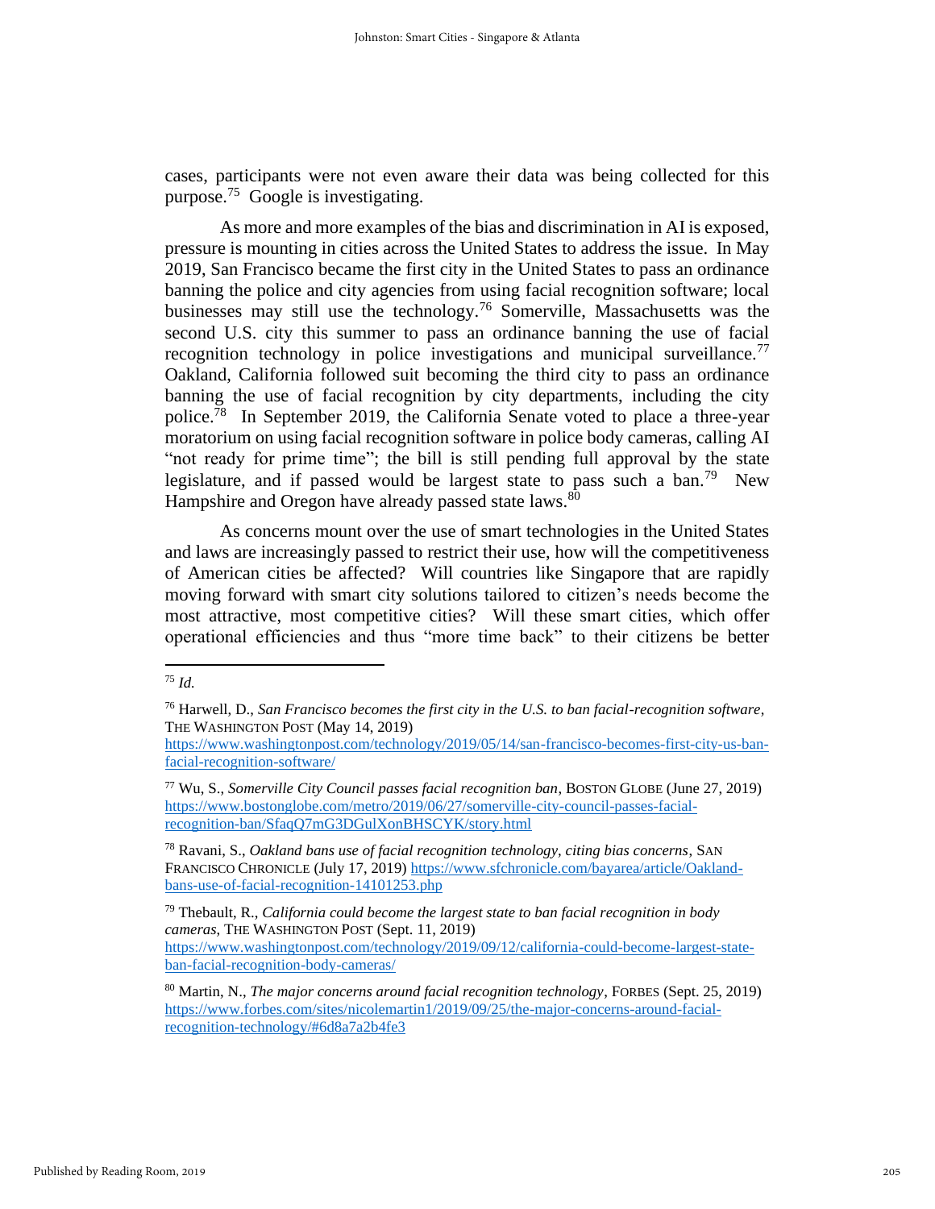cases, participants were not even aware their data was being collected for this purpose.[75] Google is investigating.

As more and more examples of the bias and discrimination in AI is exposed, pressure is mounting in cities across the United States to address the issue. In May 2019, San Francisco became the first city in the United States to pass an ordinance banning the police and city agencies from using facial recognition software; local businesses may still use the technology.[76] Somerville, Massachusetts was the second U.S. city this summer to pass an ordinance banning the use of facial recognition technology in police investigations and municipal surveillance.[77] Oakland, California followed suit becoming the third city to pass an ordinance banning the use of facial recognition by city departments, including the city police.[78] In September 2019, the California Senate voted to place a three-year moratorium on using facial recognition software in police body cameras, calling AI "not ready for prime time"; the bill is still pending full approval by the state legislature, and if passed would be largest state to pass such a ban.[79] New Hampshire and Oregon have already passed state laws.[80]

As concerns mount over the use of smart technologies in the United States and laws are increasingly passed to restrict their use, how will the competitiveness of American cities be affected? Will countries like Singapore that are rapidly moving forward with smart city solutions tailored to citizen's needs become the most attractive, most competitive cities? Will these smart cities, which offer operational efficiencies and thus "more time back" to their citizens be better

---

[75] *Id.*

[76] Harwell, D., *San Francisco becomes the first city in the U.S. to ban facial-recognition software*, THE WASHINGTON POST (May 14, 2019) https://www.washingtonpost.com/technology/2019/05/14/san-francisco-becomes-first-city-us-ban-facial-recognition-software/

[77] Wu, S., *Somerville City Council passes facial recognition ban*, BOSTON GLOBE (June 27, 2019) https://www.bostonglobe.com/metro/2019/06/27/somerville-city-council-passes-facial-recognition-ban/SfaqQ7mG3DGulXonBHSCYK/story.html

[78] Ravani, S., *Oakland bans use of facial recognition technology, citing bias concerns*, SAN FRANCISCO CHRONICLE (July 17, 2019) https://www.sfchronicle.com/bayarea/article/Oakland-bans-use-of-facial-recognition-14101253.php

[79] Thebault, R., *California could become the largest state to ban facial recognition in body cameras*, THE WASHINGTON POST (Sept. 11, 2019) https://www.washingtonpost.com/technology/2019/09/12/california-could-become-largest-state-ban-facial-recognition-body-cameras/

[80] Martin, N., *The major concerns around facial recognition technology*, FORBES (Sept. 25, 2019) https://www.forbes.com/sites/nicolemartin1/2019/09/25/the-major-concerns-around-facial-recognition-technology/#6d8a7a2b4fe3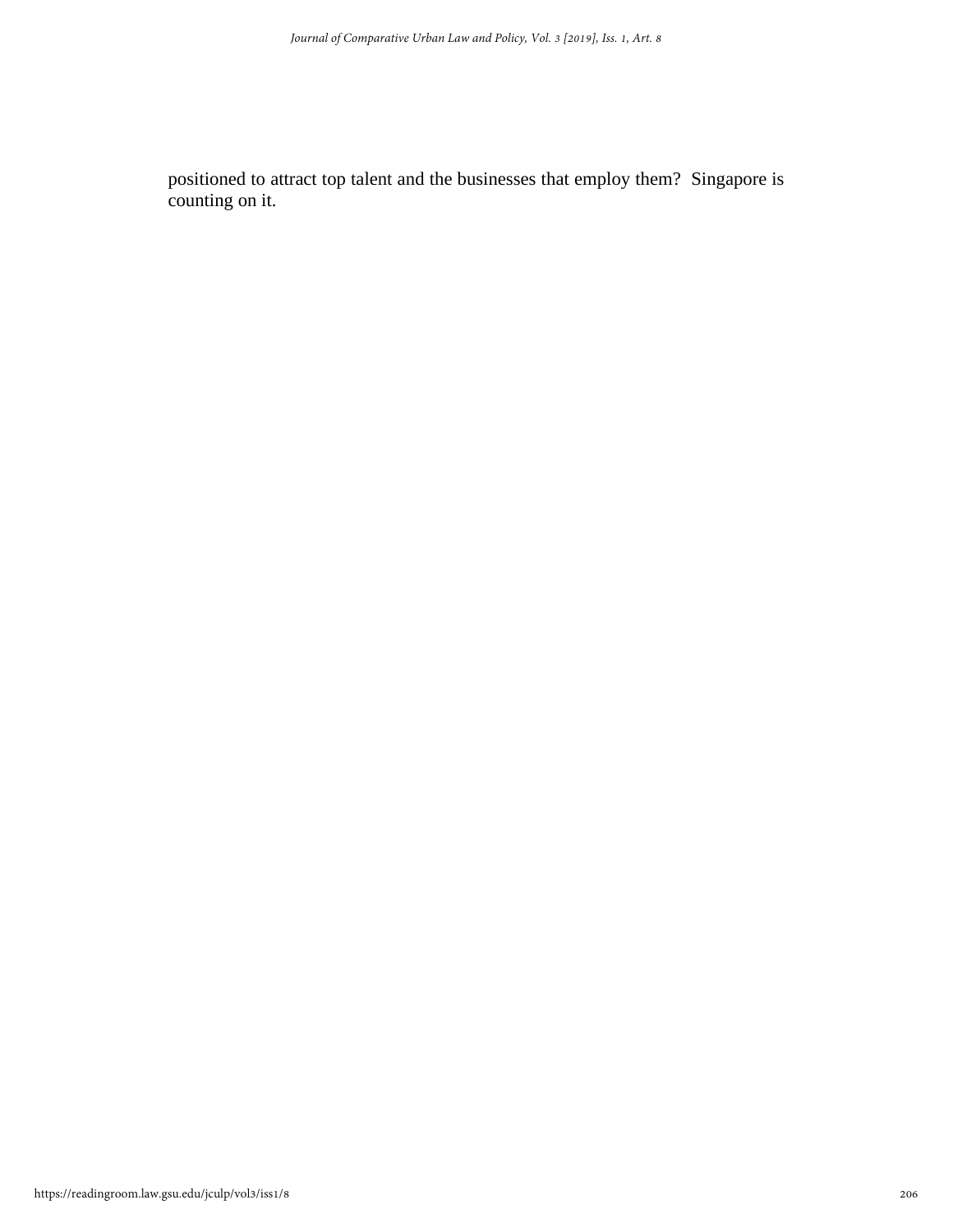positioned to attract top talent and the businesses that employ them? Singapore is counting on it.